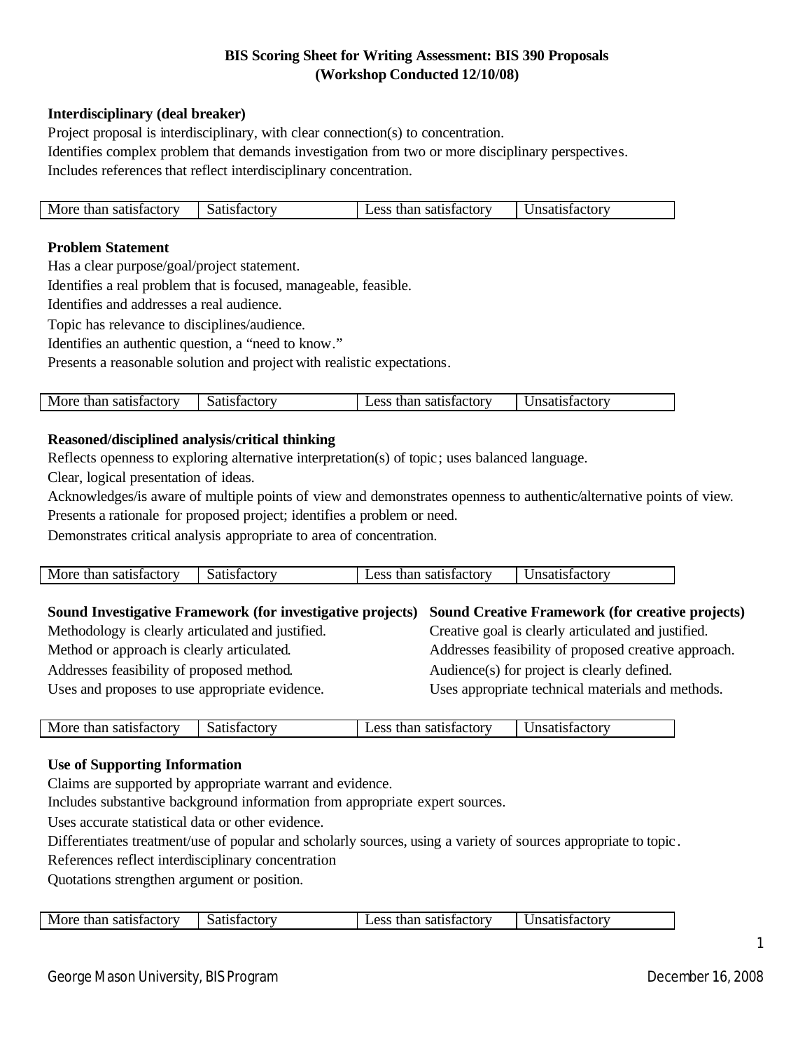# BIS Scoring Sheet for Writing Assessment: BIS 390 Proposals
## (Workshop Conducted 12/10/08)

**Interdisciplinary (deal breaker)**

Project proposal is interdisciplinary, with clear connection(s) to concentration.
Identifies complex problem that demands investigation from two or more disciplinary perspectives.
Includes references that reflect interdisciplinary concentration.

| More than satisfactory | Satisfactory | Less than satisfactory | Unsatisfactory |
|---|---|---|---|

**Problem Statement**

Has a clear purpose/goal/project statement.
Identifies a real problem that is focused, manageable, feasible.
Identifies and addresses a real audience.
Topic has relevance to disciplines/audience.
Identifies an authentic question, a "need to know."
Presents a reasonable solution and project with realistic expectations.

| More than satisfactory | Satisfactory | Less than satisfactory | Unsatisfactory |
|---|---|---|---|

**Reasoned/disciplined analysis/critical thinking**

Reflects openness to exploring alternative interpretation(s) of topic; uses balanced language.
Clear, logical presentation of ideas.
Acknowledges/is aware of multiple points of view and demonstrates openness to authentic/alternative points of view.
Presents a rationale for proposed project; identifies a problem or need.
Demonstrates critical analysis appropriate to area of concentration.

| More than satisfactory | Satisfactory | Less than satisfactory | Unsatisfactory |
|---|---|---|---|

**Sound Investigative Framework (for investigative projects)**

Methodology is clearly articulated and justified.
Method or approach is clearly articulated.
Addresses feasibility of proposed method.
Uses and proposes to use appropriate evidence.

**Sound Creative Framework (for creative projects)**

Creative goal is clearly articulated and justified.
Addresses feasibility of proposed creative approach.
Audience(s) for project is clearly defined.
Uses appropriate technical materials and methods.

| More than satisfactory | Satisfactory | Less than satisfactory | Unsatisfactory |
|---|---|---|---|

**Use of Supporting Information**

Claims are supported by appropriate warrant and evidence.
Includes substantive background information from appropriate expert sources.
Uses accurate statistical data or other evidence.
Differentiates treatment/use of popular and scholarly sources, using a variety of sources appropriate to topic.
References reflect interdisciplinary concentration
Quotations strengthen argument or position.

| More than satisfactory | Satisfactory | Less than satisfactory | Unsatisfactory |
|---|---|---|---|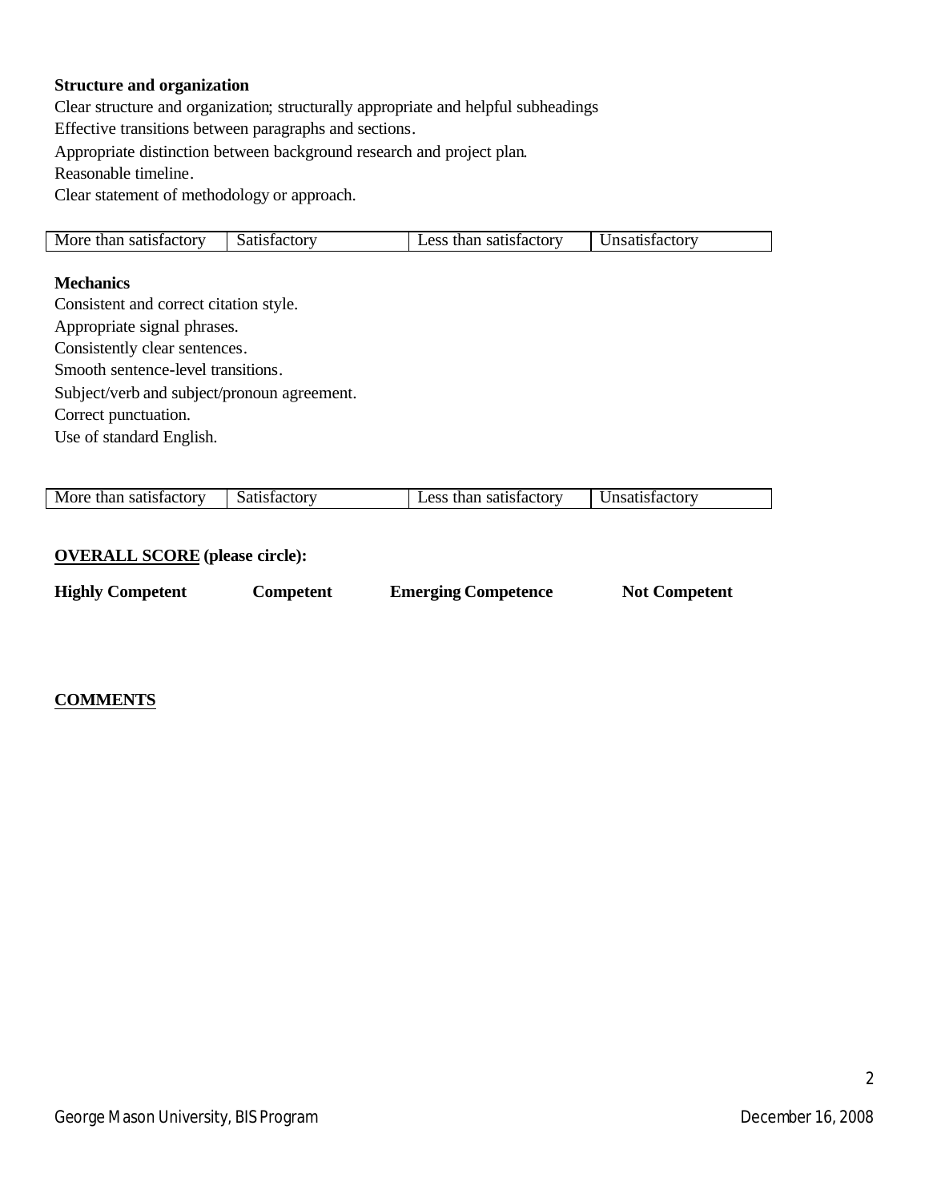**Structure and organization**

Clear structure and organization; structurally appropriate and helpful subheadings

Effective transitions between paragraphs and sections.

Appropriate distinction between background research and project plan.

Reasonable timeline.

Clear statement of methodology or approach.

| | | | |
|---|---|---|---|
| More than satisfactory | Satisfactory | Less than satisfactory | Unsatisfactory |

**Mechanics**

Consistent and correct citation style.

Appropriate signal phrases.

Consistently clear sentences.

Smooth sentence-level transitions.

Subject/verb and subject/pronoun agreement.

Correct punctuation.

Use of standard English.

| | | | |
|---|---|---|---|
| More than satisfactory | Satisfactory | Less than satisfactory | Unsatisfactory |

**OVERALL SCORE (please circle):**

**Highly Competent** **Competent** **Emerging Competence** **Not Competent**

**COMMENTS**